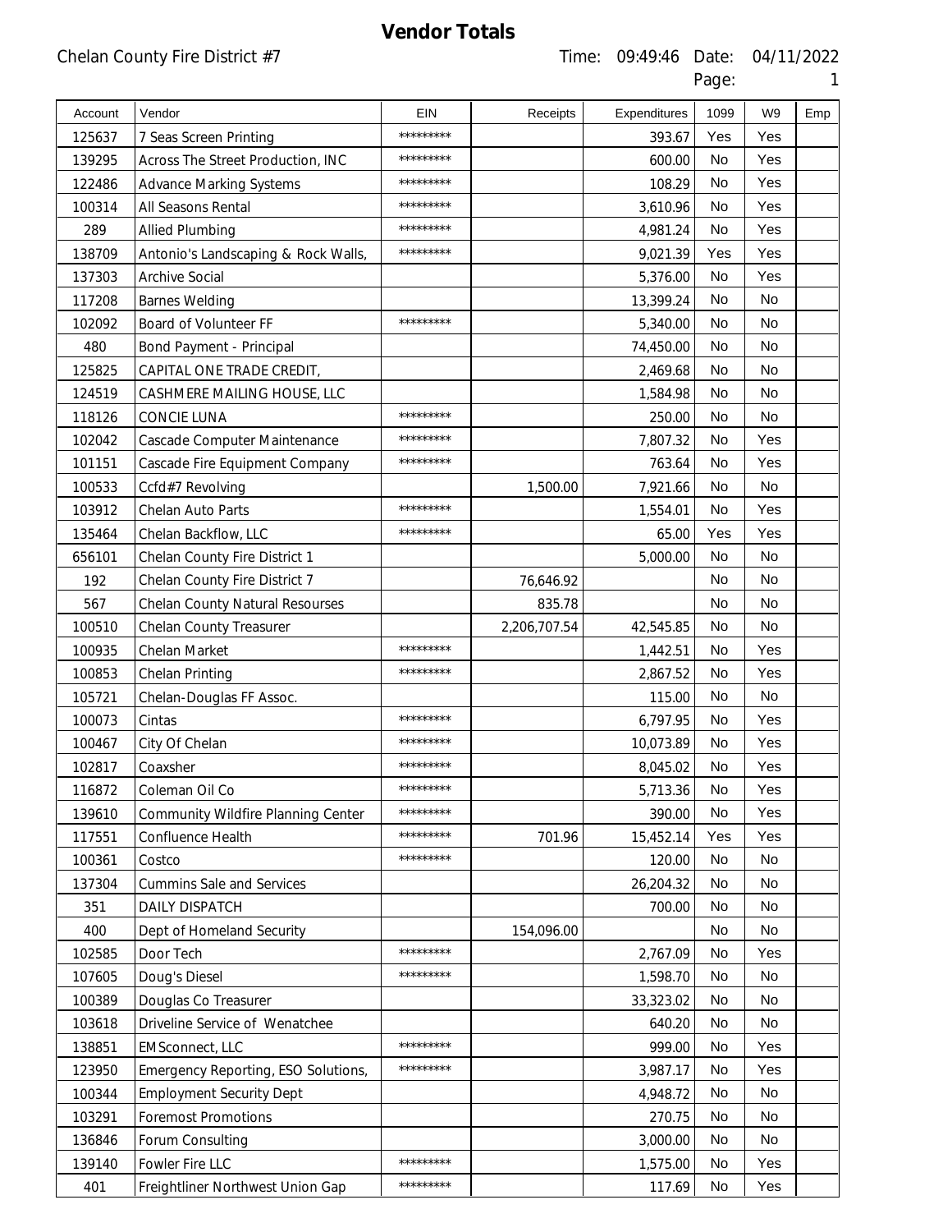# Vendor Totals

Chelan County Fire District #7

Time: 09:49:46 Date: 04/11/2022

| Account | Vendor | EIN | Receipts | Expenditures | 1099 | W9 | Emp |
|---|---|---|---|---|---|---|---|
| 125637 | 7 Seas Screen Printing | ********* | | 393.67 | Yes | Yes | |
| 139295 | Across The Street Production, INC | ********* | | 600.00 | No | Yes | |
| 122486 | Advance Marking Systems | ********* | | 108.29 | No | Yes | |
| 100314 | All Seasons Rental | ********* | | 3,610.96 | No | Yes | |
| 289 | Allied Plumbing | ********* | | 4,981.24 | No | Yes | |
| 138709 | Antonio's Landscaping & Rock Walls, | ********* | | 9,021.39 | Yes | Yes | |
| 137303 | Archive Social | | | 5,376.00 | No | Yes | |
| 117208 | Barnes Welding | | | 13,399.24 | No | No | |
| 102092 | Board of Volunteer FF | ********* | | 5,340.00 | No | No | |
| 480 | Bond Payment - Principal | | | 74,450.00 | No | No | |
| 125825 | CAPITAL ONE TRADE CREDIT, | | | 2,469.68 | No | No | |
| 124519 | CASHMERE MAILING HOUSE, LLC | | | 1,584.98 | No | No | |
| 118126 | CONCIE LUNA | ********* | | 250.00 | No | No | |
| 102042 | Cascade Computer Maintenance | ********* | | 7,807.32 | No | Yes | |
| 101151 | Cascade Fire Equipment Company | ********* | | 763.64 | No | Yes | |
| 100533 | Ccfd#7 Revolving | | 1,500.00 | 7,921.66 | No | No | |
| 103912 | Chelan Auto Parts | ********* | | 1,554.01 | No | Yes | |
| 135464 | Chelan Backflow, LLC | ********* | | 65.00 | Yes | Yes | |
| 656101 | Chelan County Fire District 1 | | | 5,000.00 | No | No | |
| 192 | Chelan County Fire District 7 | | 76,646.92 | | No | No | |
| 567 | Chelan County Natural Resourses | | 835.78 | | No | No | |
| 100510 | Chelan County Treasurer | | 2,206,707.54 | 42,545.85 | No | No | |
| 100935 | Chelan Market | ********* | | 1,442.51 | No | Yes | |
| 100853 | Chelan Printing | ********* | | 2,867.52 | No | Yes | |
| 105721 | Chelan-Douglas FF Assoc. | | | 115.00 | No | No | |
| 100073 | Cintas | ********* | | 6,797.95 | No | Yes | |
| 100467 | City Of Chelan | ********* | | 10,073.89 | No | Yes | |
| 102817 | Coaxsher | ********* | | 8,045.02 | No | Yes | |
| 116872 | Coleman Oil Co | ********* | | 5,713.36 | No | Yes | |
| 139610 | Community Wildfire Planning Center | ********* | | 390.00 | No | Yes | |
| 117551 | Confluence Health | ********* | 701.96 | 15,452.14 | Yes | Yes | |
| 100361 | Costco | ********* | | 120.00 | No | No | |
| 137304 | Cummins Sale and Services | | | 26,204.32 | No | No | |
| 351 | DAILY DISPATCH | | | 700.00 | No | No | |
| 400 | Dept of Homeland Security | | 154,096.00 | | No | No | |
| 102585 | Door Tech | ********* | | 2,767.09 | No | Yes | |
| 107605 | Doug's Diesel | ********* | | 1,598.70 | No | No | |
| 100389 | Douglas Co Treasurer | | | 33,323.02 | No | No | |
| 103618 | Driveline Service of Wenatchee | | | 640.20 | No | No | |
| 138851 | EMSconnect, LLC | ********* | | 999.00 | No | Yes | |
| 123950 | Emergency Reporting, ESO Solutions, | ********* | | 3,987.17 | No | Yes | |
| 100344 | Employment Security Dept | | | 4,948.72 | No | No | |
| 103291 | Foremost Promotions | | | 270.75 | No | No | |
| 136846 | Forum Consulting | | | 3,000.00 | No | No | |
| 139140 | Fowler Fire LLC | ********* | | 1,575.00 | No | Yes | |
| 401 | Freightliner Northwest Union Gap | ********* | | 117.69 | No | Yes | |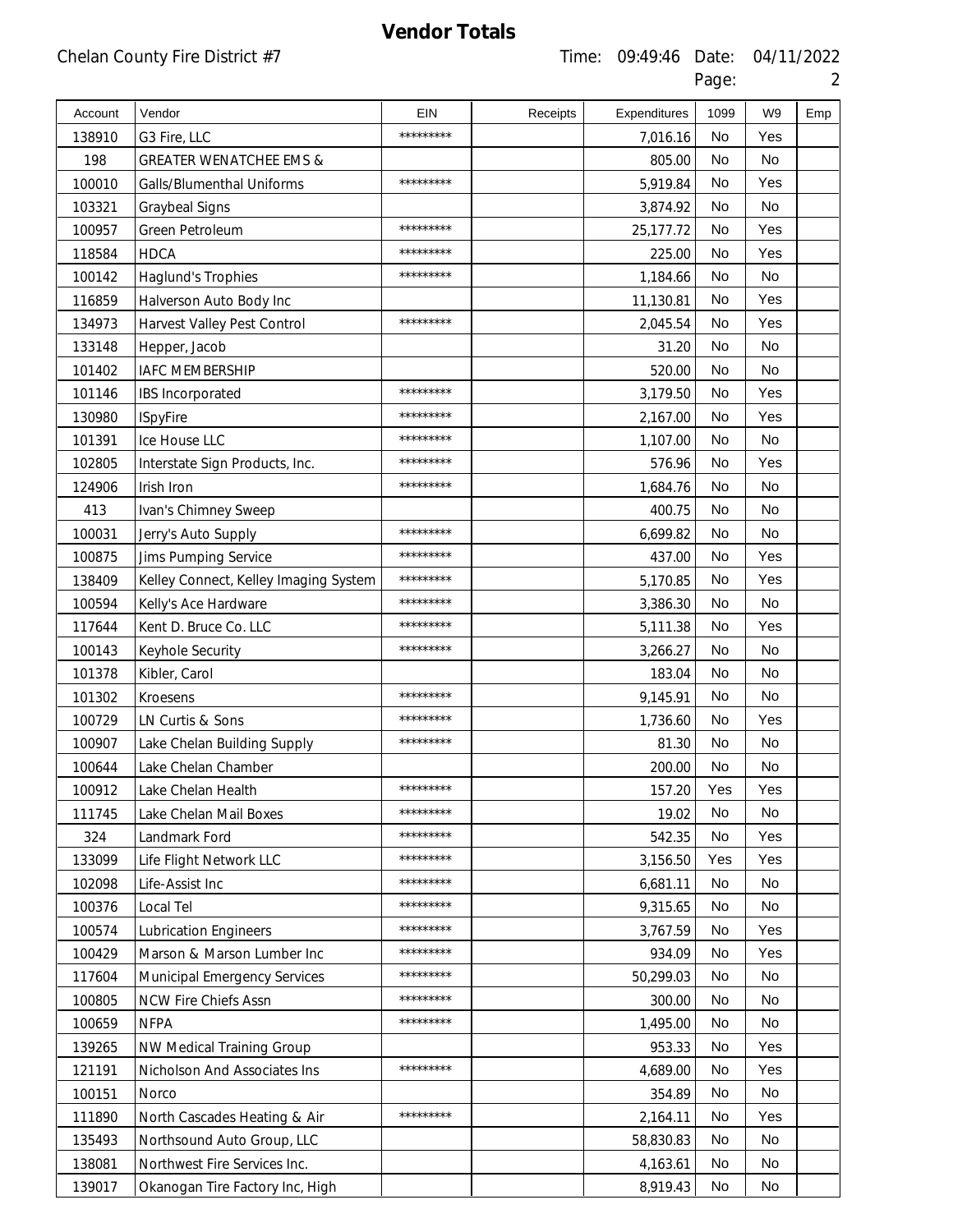# Vendor Totals

Chelan County Fire District #7

Time: 09:49:46 Date: 04/11/2022

| Account | Vendor | EIN | Receipts | Expenditures | 1099 | W9 | Emp |
|---|---|---|---|---|---|---|---|
| 138910 | G3 Fire, LLC | ********* | | 7,016.16 | No | Yes | |
| 198 | GREATER WENATCHEE EMS & | | | 805.00 | No | No | |
| 100010 | Galls/Blumenthal Uniforms | ********* | | 5,919.84 | No | Yes | |
| 103321 | Graybeal Signs | | | 3,874.92 | No | No | |
| 100957 | Green Petroleum | ********* | | 25,177.72 | No | Yes | |
| 118584 | HDCA | ********* | | 225.00 | No | Yes | |
| 100142 | Haglund's Trophies | ********* | | 1,184.66 | No | No | |
| 116859 | Halverson Auto Body Inc | | | 11,130.81 | No | Yes | |
| 134973 | Harvest Valley Pest Control | ********* | | 2,045.54 | No | Yes | |
| 133148 | Hepper, Jacob | | | 31.20 | No | No | |
| 101402 | IAFC MEMBERSHIP | | | 520.00 | No | No | |
| 101146 | IBS Incorporated | ********* | | 3,179.50 | No | Yes | |
| 130980 | ISpyFire | ********* | | 2,167.00 | No | Yes | |
| 101391 | Ice House LLC | ********* | | 1,107.00 | No | No | |
| 102805 | Interstate Sign Products, Inc. | ********* | | 576.96 | No | Yes | |
| 124906 | Irish Iron | ********* | | 1,684.76 | No | No | |
| 413 | Ivan's Chimney Sweep | | | 400.75 | No | No | |
| 100031 | Jerry's Auto Supply | ********* | | 6,699.82 | No | No | |
| 100875 | Jims Pumping Service | ********* | | 437.00 | No | Yes | |
| 138409 | Kelley Connect, Kelley Imaging System | ********* | | 5,170.85 | No | Yes | |
| 100594 | Kelly's Ace Hardware | ********* | | 3,386.30 | No | No | |
| 117644 | Kent D. Bruce Co. LLC | ********* | | 5,111.38 | No | Yes | |
| 100143 | Keyhole Security | ********* | | 3,266.27 | No | No | |
| 101378 | Kibler, Carol | | | 183.04 | No | No | |
| 101302 | Kroesens | ********* | | 9,145.91 | No | No | |
| 100729 | LN Curtis & Sons | ********* | | 1,736.60 | No | Yes | |
| 100907 | Lake Chelan Building Supply | ********* | | 81.30 | No | No | |
| 100644 | Lake Chelan Chamber | | | 200.00 | No | No | |
| 100912 | Lake Chelan Health | ********* | | 157.20 | Yes | Yes | |
| 111745 | Lake Chelan Mail Boxes | ********* | | 19.02 | No | No | |
| 324 | Landmark Ford | ********* | | 542.35 | No | Yes | |
| 133099 | Life Flight Network LLC | ********* | | 3,156.50 | Yes | Yes | |
| 102098 | Life-Assist Inc | ********* | | 6,681.11 | No | No | |
| 100376 | Local Tel | ********* | | 9,315.65 | No | No | |
| 100574 | Lubrication Engineers | ********* | | 3,767.59 | No | Yes | |
| 100429 | Marson & Marson Lumber Inc | ********* | | 934.09 | No | Yes | |
| 117604 | Municipal Emergency Services | ********* | | 50,299.03 | No | No | |
| 100805 | NCW Fire Chiefs Assn | ********* | | 300.00 | No | No | |
| 100659 | NFPA | ********* | | 1,495.00 | No | No | |
| 139265 | NW Medical Training Group | | | 953.33 | No | Yes | |
| 121191 | Nicholson And Associates Ins | ********* | | 4,689.00 | No | Yes | |
| 100151 | Norco | | | 354.89 | No | No | |
| 111890 | North Cascades Heating & Air | ********* | | 2,164.11 | No | Yes | |
| 135493 | Northsound Auto Group, LLC | | | 58,830.83 | No | No | |
| 138081 | Northwest Fire Services Inc. | | | 4,163.61 | No | No | |
| 139017 | Okanogan Tire Factory Inc, High | | | 8,919.43 | No | No | |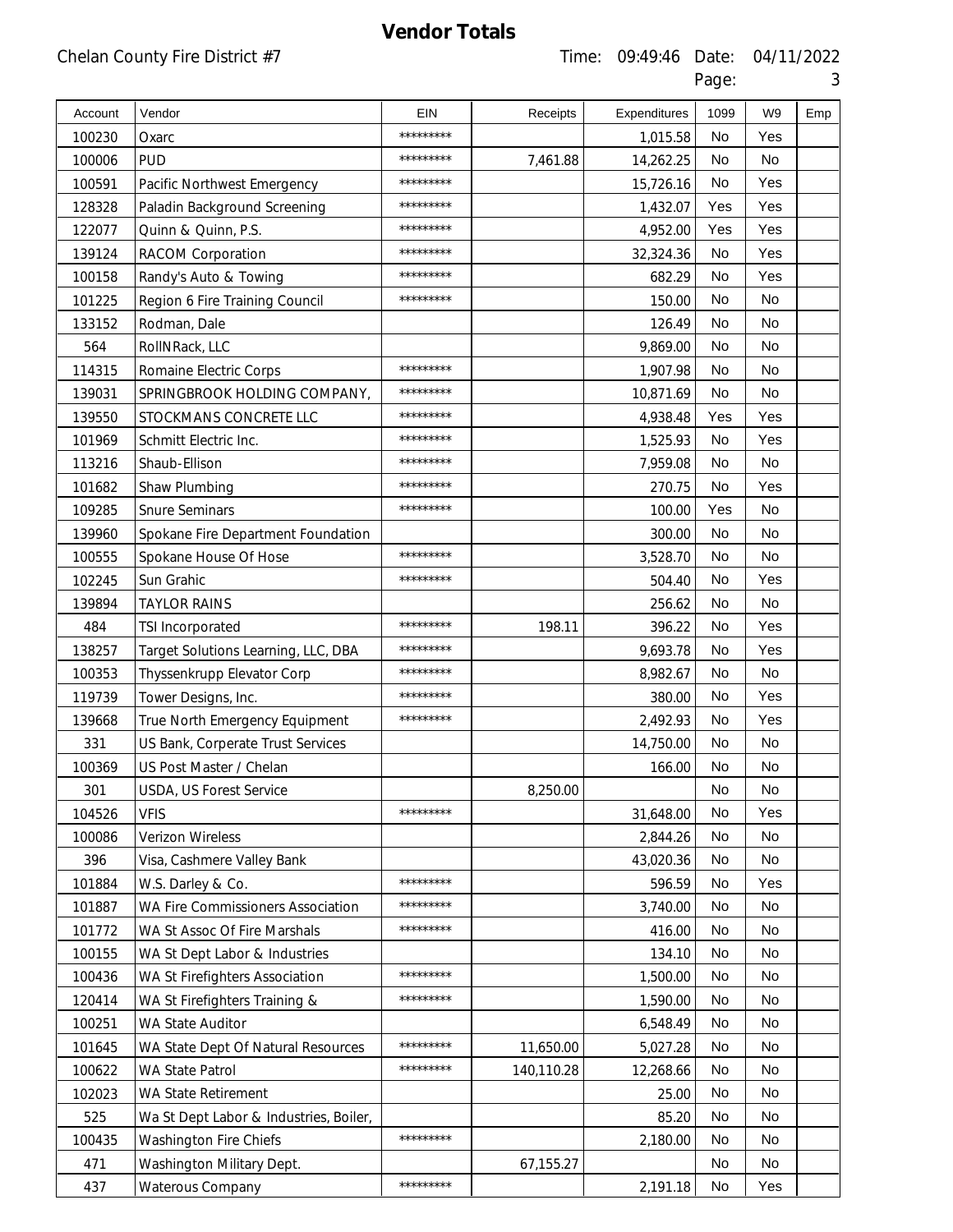# Vendor Totals

Chelan County Fire District #7

Time: 09:49:46 Date: 04/11/2022

| Account | Vendor | EIN | Receipts | Expenditures | 1099 | W9 | Emp |
|---|---|---|---|---|---|---|---|
| 100230 | Oxarc | ********* | | 1,015.58 | No | Yes | |
| 100006 | PUD | ********* | 7,461.88 | 14,262.25 | No | No | |
| 100591 | Pacific Northwest Emergency | ********* | | 15,726.16 | No | Yes | |
| 128328 | Paladin Background Screening | ********* | | 1,432.07 | Yes | Yes | |
| 122077 | Quinn & Quinn, P.S. | ********* | | 4,952.00 | Yes | Yes | |
| 139124 | RACOM Corporation | ********* | | 32,324.36 | No | Yes | |
| 100158 | Randy's Auto & Towing | ********* | | 682.29 | No | Yes | |
| 101225 | Region 6 Fire Training Council | ********* | | 150.00 | No | No | |
| 133152 | Rodman, Dale | | | 126.49 | No | No | |
| 564 | RollNRack, LLC | | | 9,869.00 | No | No | |
| 114315 | Romaine Electric Corps | ********* | | 1,907.98 | No | No | |
| 139031 | SPRINGBROOK HOLDING COMPANY, | ********* | | 10,871.69 | No | No | |
| 139550 | STOCKMANS CONCRETE LLC | ********* | | 4,938.48 | Yes | Yes | |
| 101969 | Schmitt Electric Inc. | ********* | | 1,525.93 | No | Yes | |
| 113216 | Shaub-Ellison | ********* | | 7,959.08 | No | No | |
| 101682 | Shaw Plumbing | ********* | | 270.75 | No | Yes | |
| 109285 | Snure Seminars | ********* | | 100.00 | Yes | No | |
| 139960 | Spokane Fire Department Foundation | | | 300.00 | No | No | |
| 100555 | Spokane House Of Hose | ********* | | 3,528.70 | No | No | |
| 102245 | Sun Grahic | ********* | | 504.40 | No | Yes | |
| 139894 | TAYLOR RAINS | | | 256.62 | No | No | |
| 484 | TSI Incorporated | ********* | 198.11 | 396.22 | No | Yes | |
| 138257 | Target Solutions Learning, LLC, DBA | ********* | | 9,693.78 | No | Yes | |
| 100353 | Thyssenkrupp Elevator Corp | ********* | | 8,982.67 | No | No | |
| 119739 | Tower Designs, Inc. | ********* | | 380.00 | No | Yes | |
| 139668 | True North Emergency Equipment | ********* | | 2,492.93 | No | Yes | |
| 331 | US Bank, Corperate Trust Services | | | 14,750.00 | No | No | |
| 100369 | US Post Master / Chelan | | | 166.00 | No | No | |
| 301 | USDA, US Forest Service | | 8,250.00 | | No | No | |
| 104526 | VFIS | ********* | | 31,648.00 | No | Yes | |
| 100086 | Verizon Wireless | | | 2,844.26 | No | No | |
| 396 | Visa, Cashmere Valley Bank | | | 43,020.36 | No | No | |
| 101884 | W.S. Darley & Co. | ********* | | 596.59 | No | Yes | |
| 101887 | WA Fire Commissioners Association | ********* | | 3,740.00 | No | No | |
| 101772 | WA St Assoc Of Fire Marshals | ********* | | 416.00 | No | No | |
| 100155 | WA St Dept Labor & Industries | | | 134.10 | No | No | |
| 100436 | WA St Firefighters Association | ********* | | 1,500.00 | No | No | |
| 120414 | WA St Firefighters Training & | ********* | | 1,590.00 | No | No | |
| 100251 | WA State Auditor | | | 6,548.49 | No | No | |
| 101645 | WA State Dept Of Natural Resources | ********* | 11,650.00 | 5,027.28 | No | No | |
| 100622 | WA State Patrol | ********* | 140,110.28 | 12,268.66 | No | No | |
| 102023 | WA State Retirement | | | 25.00 | No | No | |
| 525 | Wa St Dept Labor & Industries, Boiler, | | | 85.20 | No | No | |
| 100435 | Washington Fire Chiefs | ********* | | 2,180.00 | No | No | |
| 471 | Washington Military Dept. | | 67,155.27 | | No | No | |
| 437 | Waterous Company | ********* | | 2,191.18 | No | Yes | |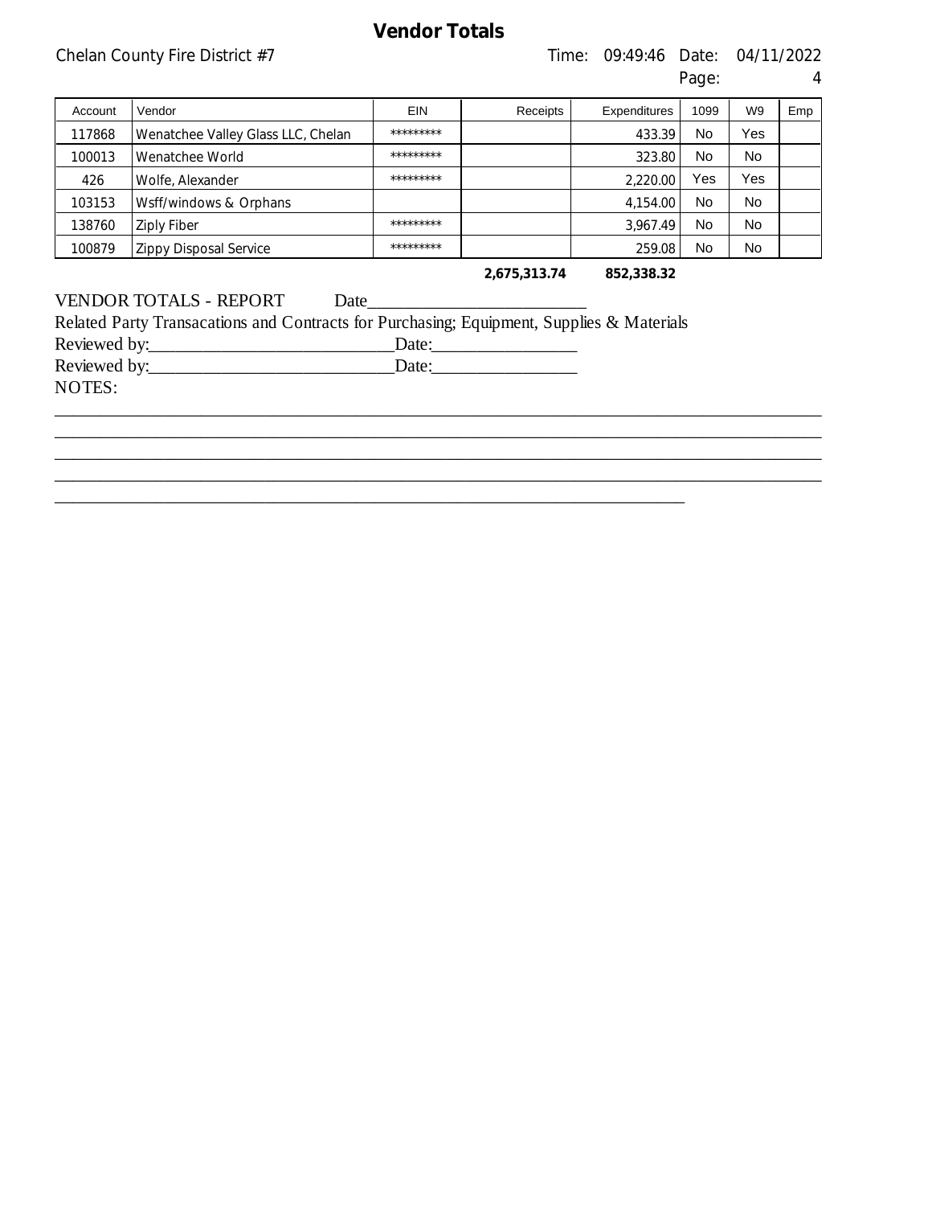# Vendor Totals

Chelan County Fire District #7 Time: 09:49:46 Date: 04/11/2022

| Account | Vendor | EIN | Receipts | Expenditures | 1099 | W9 | Emp |
|---|---|---|---|---|---|---|---|
| 117868 | Wenatchee Valley Glass LLC, Chelan | ********* | | 433.39 | No | Yes | |
| 100013 | Wenatchee World | ********* | | 323.80 | No | No | |
| 426 | Wolfe, Alexander | ********* | | 2,220.00 | Yes | Yes | |
| 103153 | Wsff/windows & Orphans | | | 4,154.00 | No | No | |
| 138760 | Ziply Fiber | ********* | | 3,967.49 | No | No | |
| 100879 | Zippy Disposal Service | ********* | | 259.08 | No | No | |
| | | | **2,675,313.74** | **852,338.32** | | | |

VENDOR TOTALS - REPORT Date_______________________

Related Party Transacations and Contracts for Purchasing; Equipment, Supplies & Materials

Reviewed by:___________________________Date:________________

Reviewed by:___________________________Date:________________

NOTES: